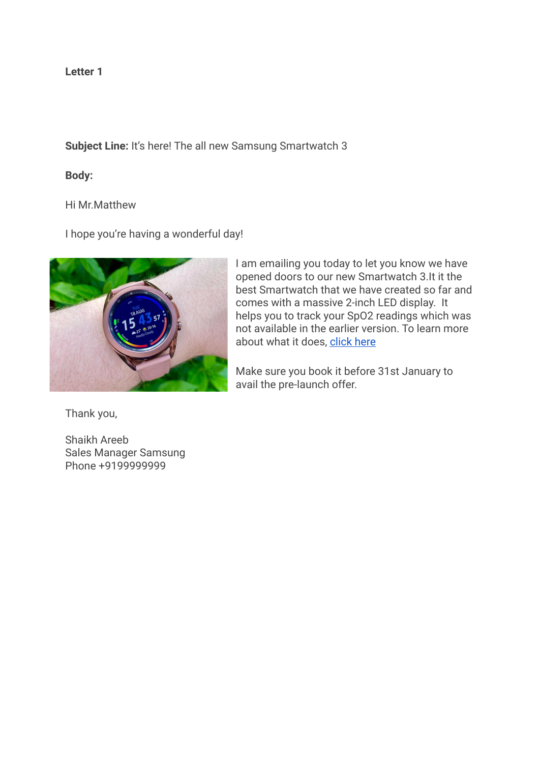**Letter 1**

**Subject Line:** It's here! The all new Samsung Smartwatch 3

**Body:**

Hi Mr.Matthew

I hope you're having a wonderful day!

I am emailing you today to let you know we have opened doors to our new Smartwatch 3.It it the best Smartwatch that we have created so far and comes with a massive 2-inch LED display. It helps you to track your SpO2 readings which was not available in the earlier version. To learn more about what it does, click here

Make sure you book it before 31st January to avail the pre-launch offer.

Thank you,

Shaikh Areeb
Sales Manager Samsung
Phone +9199999999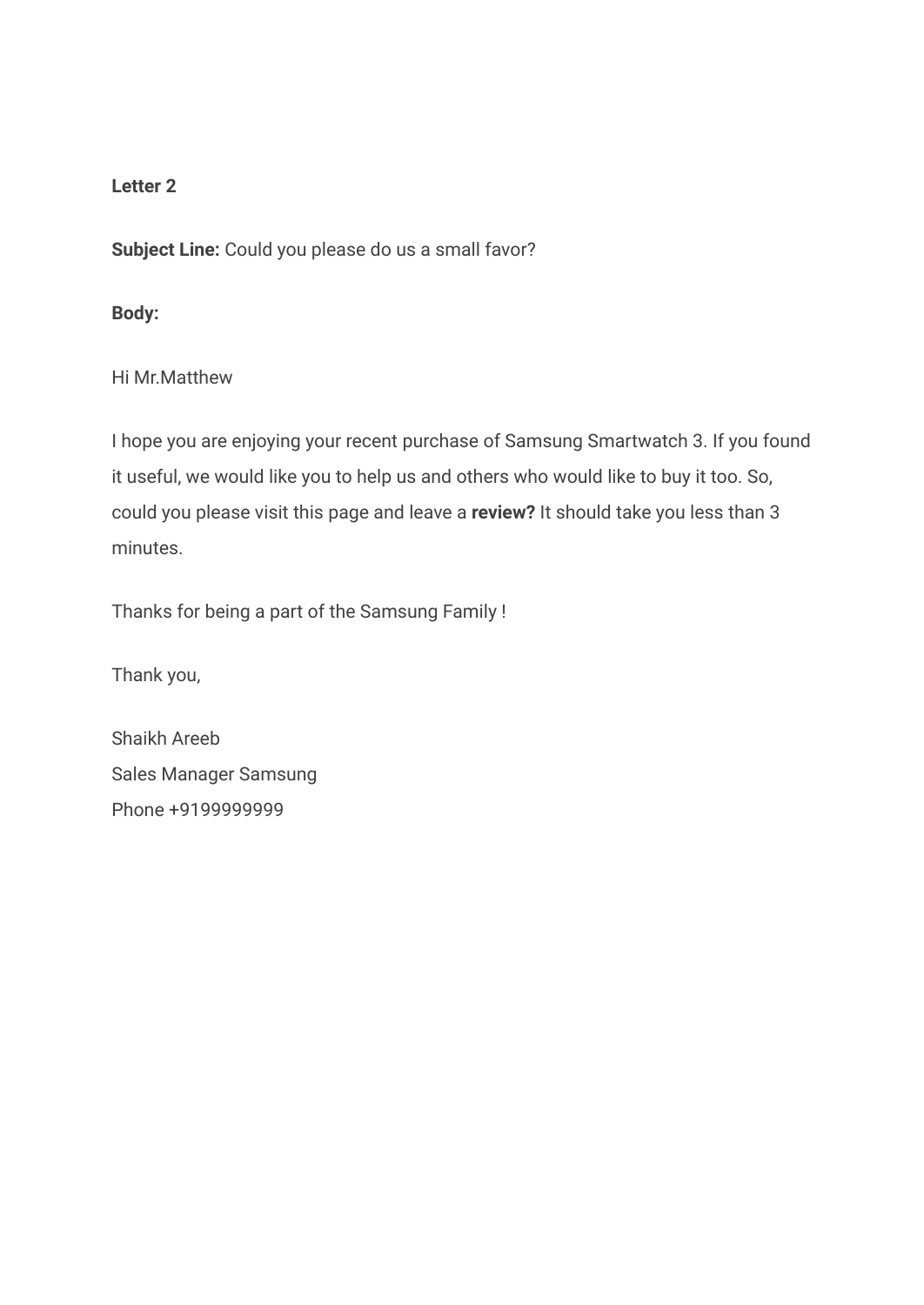**Letter 2**

**Subject Line:** Could you please do us a small favor?

**Body:**

Hi Mr.Matthew

I hope you are enjoying your recent purchase of Samsung Smartwatch 3. If you found it useful, we would like you to help us and others who would like to buy it too. So, could you please visit this page and leave a **review?** It should take you less than 3 minutes.

Thanks for being a part of the Samsung Family !

Thank you,

Shaikh Areeb  
Sales Manager Samsung  
Phone +9199999999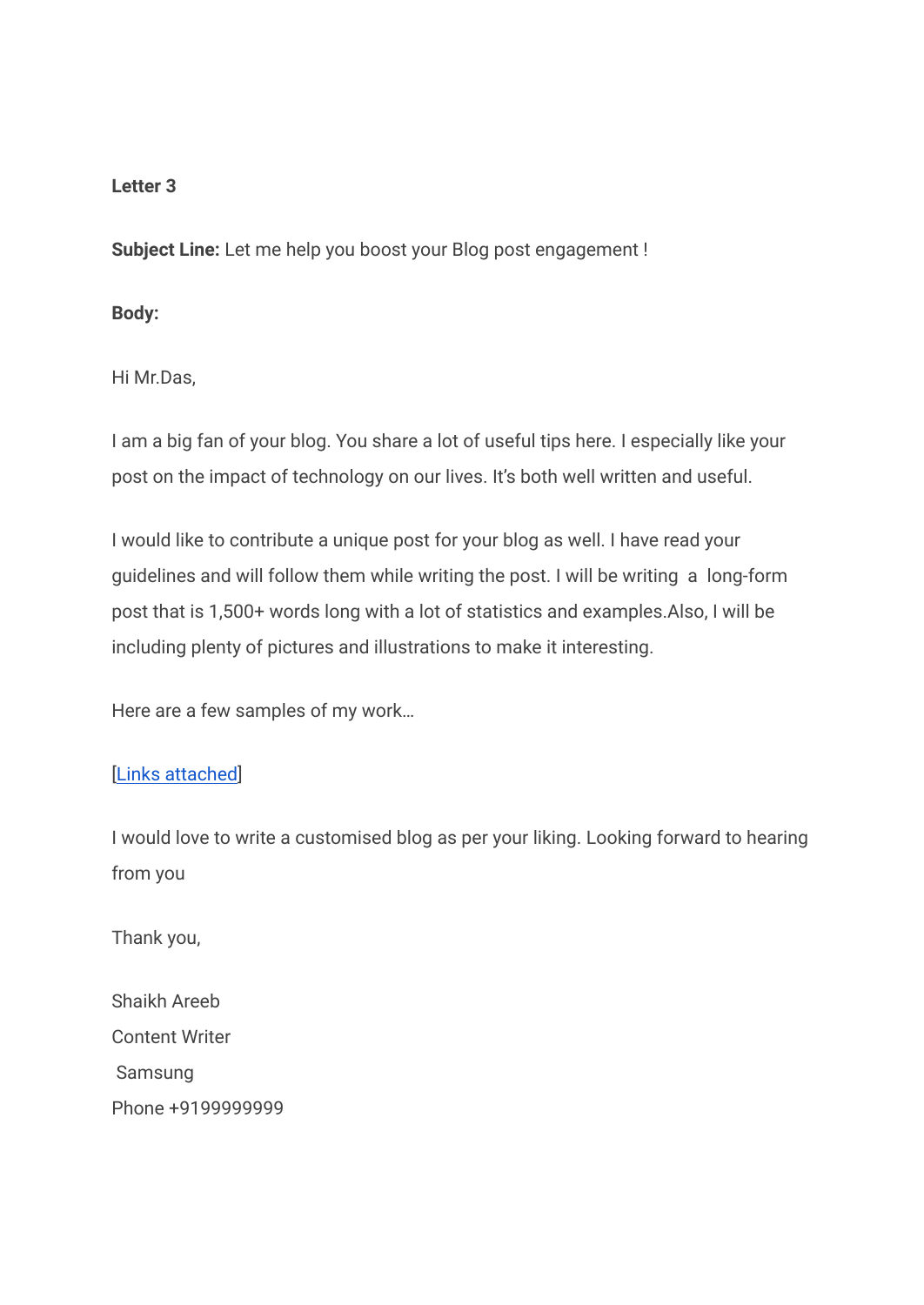**Letter 3**

**Subject Line:** Let me help you boost your Blog post engagement !

**Body:**

Hi Mr.Das,

I am a big fan of your blog. You share a lot of useful tips here. I especially like your post on the impact of technology on our lives. It's both well written and useful.

I would like to contribute a unique post for your blog as well. I have read your guidelines and will follow them while writing the post. I will be writing a long-form post that is 1,500+ words long with a lot of statistics and examples.Also, I will be including plenty of pictures and illustrations to make it interesting.

Here are a few samples of my work…

[Links attached]

I would love to write a customised blog as per your liking. Looking forward to hearing from you

Thank you,

Shaikh Areeb
Content Writer
Samsung
Phone +9199999999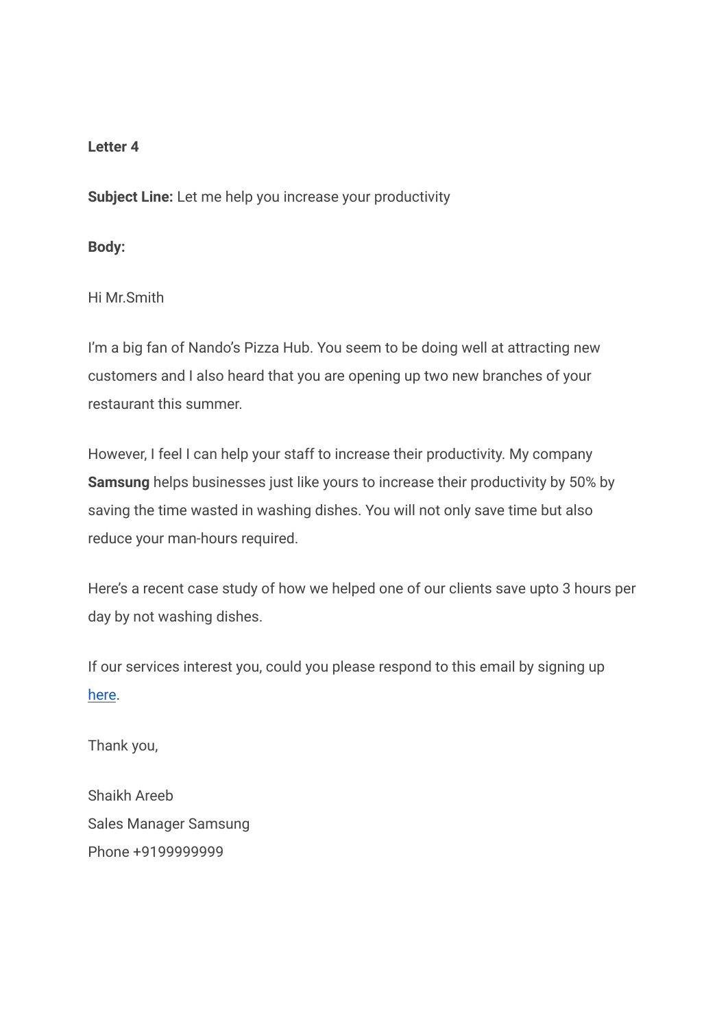**Letter 4**

**Subject Line:** Let me help you increase your productivity

**Body:**

Hi Mr.Smith

I'm a big fan of Nando's Pizza Hub. You seem to be doing well at attracting new customers and I also heard that you are opening up two new branches of your restaurant this summer.

However, I feel I can help your staff to increase their productivity. My company **Samsung** helps businesses just like yours to increase their productivity by 50% by saving the time wasted in washing dishes. You will not only save time but also reduce your man-hours required.

Here's a recent case study of how we helped one of our clients save upto 3 hours per day by not washing dishes.

If our services interest you, could you please respond to this email by signing up here.

Thank you,

Shaikh Areeb
Sales Manager Samsung
Phone +9199999999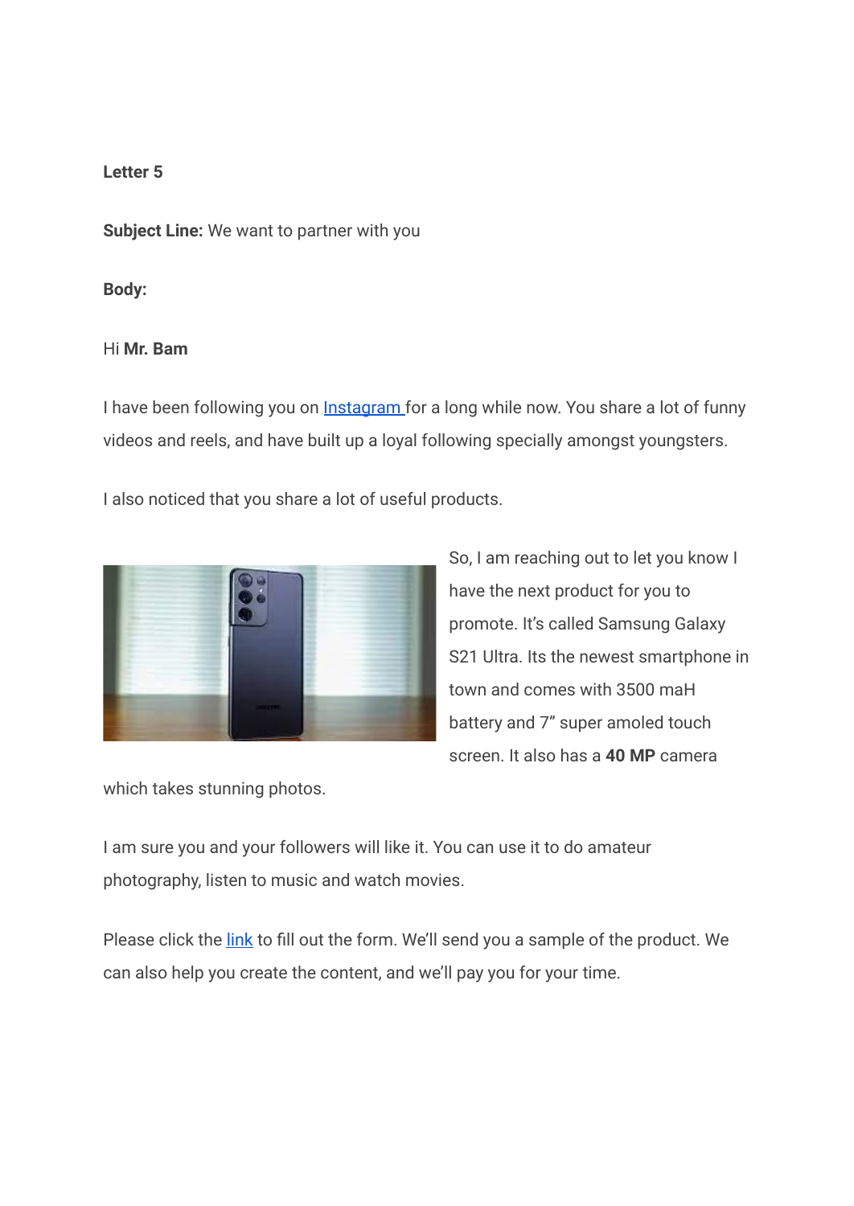**Letter 5**

**Subject Line:** We want to partner with you

**Body:**

Hi **Mr. Bam**

I have been following you on Instagram for a long while now. You share a lot of funny videos and reels, and have built up a loyal following specially amongst youngsters.

I also noticed that you share a lot of useful products.

So, I am reaching out to let you know I have the next product for you to promote. It's called Samsung Galaxy S21 Ultra. Its the newest smartphone in town and comes with 3500 maH battery and 7" super amoled touch screen. It also has a **40 MP** camera which takes stunning photos.

I am sure you and your followers will like it. You can use it to do amateur photography, listen to music and watch movies.

Please click the link to fill out the form. We'll send you a sample of the product. We can also help you create the content, and we'll pay you for your time.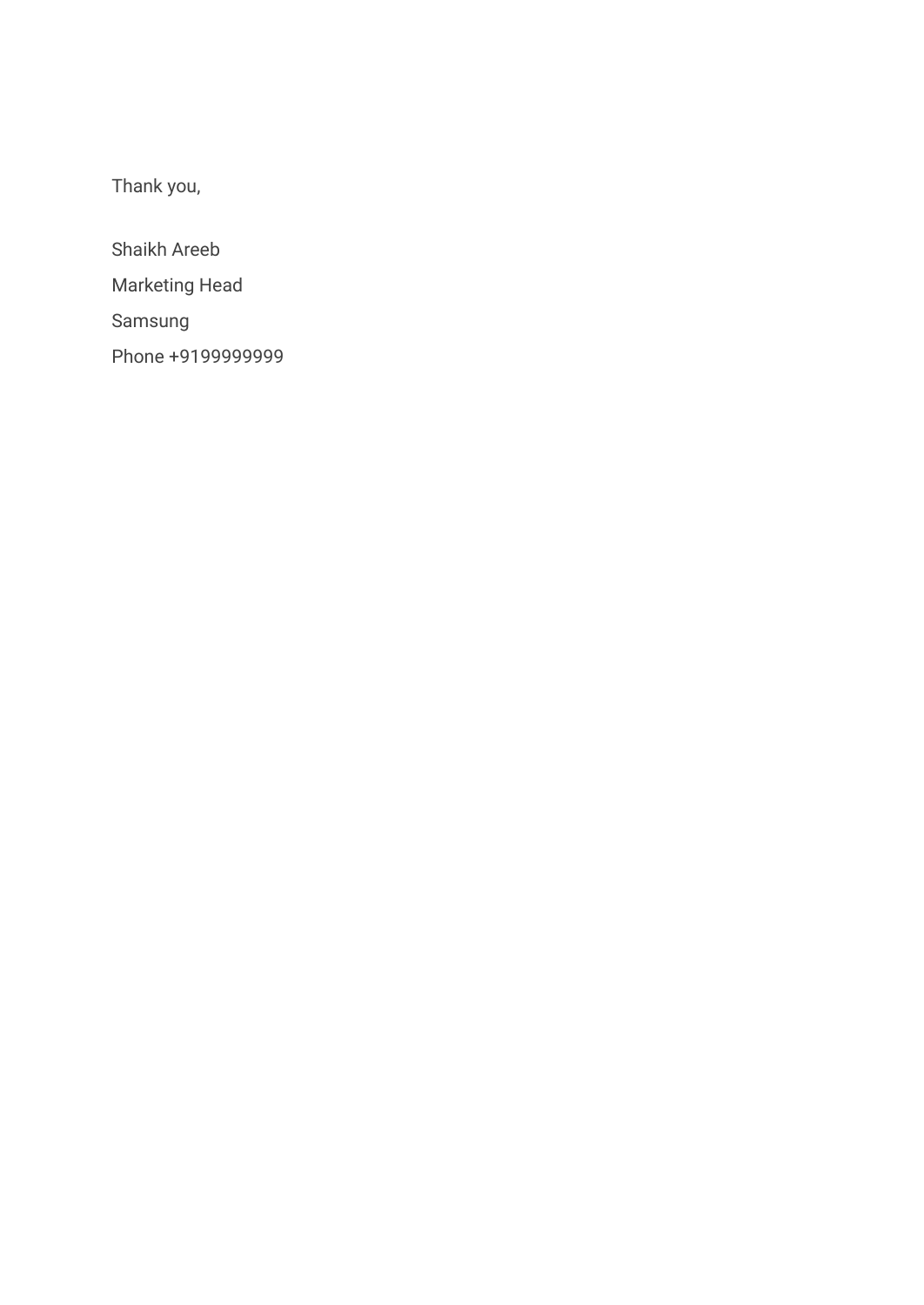Thank you,

Shaikh Areeb

Marketing Head

Samsung

Phone +9199999999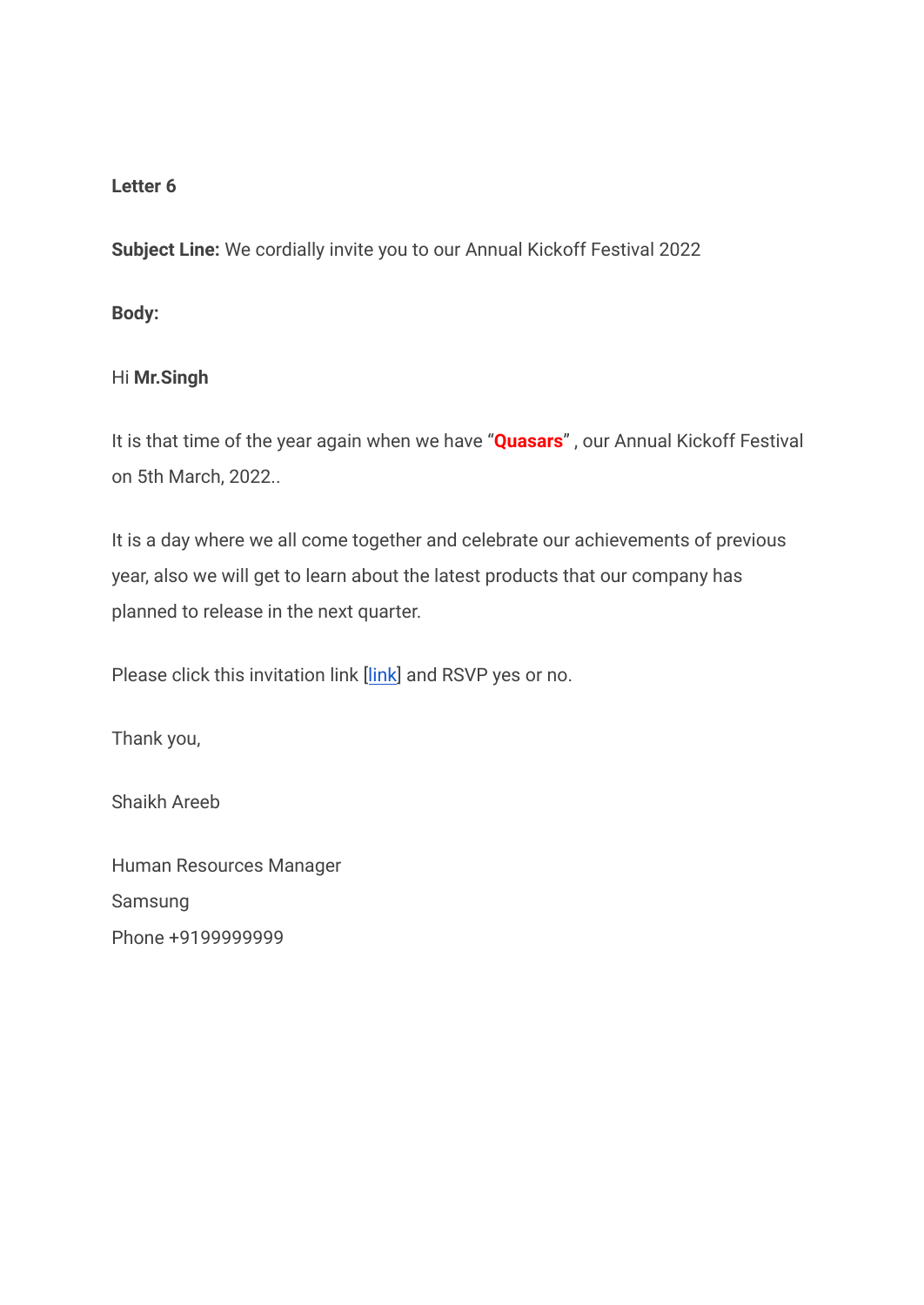**Letter 6**

**Subject Line:** We cordially invite you to our Annual Kickoff Festival 2022

**Body:**

Hi **Mr.Singh**

It is that time of the year again when we have "**Quasars**" , our Annual Kickoff Festival on 5th March, 2022..

It is a day where we all come together and celebrate our achievements of previous year, also we will get to learn about the latest products that our company has planned to release in the next quarter.

Please click this invitation link [link] and RSVP yes or no.

Thank you,

Shaikh Areeb

Human Resources Manager
Samsung
Phone +9199999999